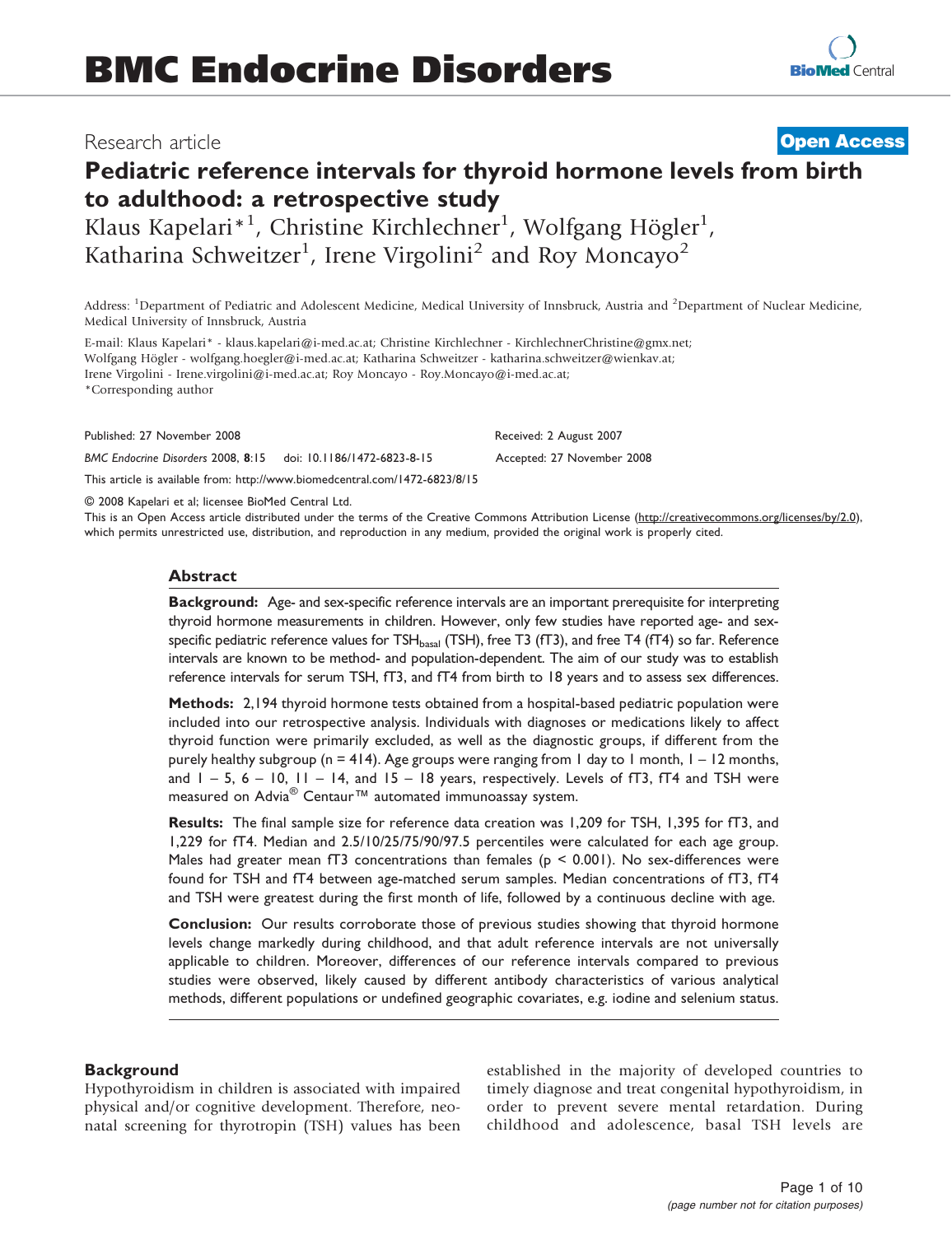# BMC Endocrine Disorders

Research article **Open Access**

## Pediatric reference intervals for thyroid hormone levels from birth to adulthood: a retrospective study

Klaus Kapelari*[1], Christine Kirchlechner[1], Wolfgang Högler[1], Katharina Schweitzer[1], Irene Virgolini[2] and Roy Moncayo[2]

Address: [1]Department of Pediatric and Adolescent Medicine, Medical University of Innsbruck, Austria and [2]Department of Nuclear Medicine, Medical University of Innsbruck, Austria

E-mail: Klaus Kapelari* - klaus.kapelari@i-med.ac.at; Christine Kirchlechner - KirchlechnerChristine@gmx.net; Wolfgang Högler - wolfgang.hoegler@i-med.ac.at; Katharina Schweitzer - katharina.schweitzer@wienkav.at; Irene Virgolini - Irene.virgolini@i-med.ac.at; Roy Moncayo - Roy.Moncayo@i-med.ac.at;
*Corresponding author

Published: 27 November 2008 Received: 2 August 2007

*BMC Endocrine Disorders* 2008, **8**:15 doi: 10.1186/1472-6823-8-15 Accepted: 27 November 2008

This article is available from: http://www.biomedcentral.com/1472-6823/8/15

© 2008 Kapelari et al; licensee BioMed Central Ltd.
This is an Open Access article distributed under the terms of the Creative Commons Attribution License (http://creativecommons.org/licenses/by/2.0), which permits unrestricted use, distribution, and reproduction in any medium, provided the original work is properly cited.

### Abstract

**Background:** Age- and sex-specific reference intervals are an important prerequisite for interpreting thyroid hormone measurements in children. However, only few studies have reported age- and sex-specific pediatric reference values for $TSH_{basal}$ (TSH), free T3 (fT3), and free T4 (fT4) so far. Reference intervals are known to be method- and population-dependent. The aim of our study was to establish reference intervals for serum TSH, fT3, and fT4 from birth to 18 years and to assess sex differences.

**Methods:** 2,194 thyroid hormone tests obtained from a hospital-based pediatric population were included into our retrospective analysis. Individuals with diagnoses or medications likely to affect thyroid function were primarily excluded, as well as the diagnostic groups, if different from the purely healthy subgroup (n = 414). Age groups were ranging from 1 day to 1 month, 1 – 12 months, and 1 – 5, 6 – 10, 11 – 14, and 15 – 18 years, respectively. Levels of fT3, fT4 and TSH were measured on Advia® Centaur™ automated immunoassay system.

**Results:** The final sample size for reference data creation was 1,209 for TSH, 1,395 for fT3, and 1,229 for fT4. Median and 2.5/10/25/75/90/97.5 percentiles were calculated for each age group. Males had greater mean fT3 concentrations than females ($p < 0.001$). No sex-differences were found for TSH and fT4 between age-matched serum samples. Median concentrations of fT3, fT4 and TSH were greatest during the first month of life, followed by a continuous decline with age.

**Conclusion:** Our results corroborate those of previous studies showing that thyroid hormone levels change markedly during childhood, and that adult reference intervals are not universally applicable to children. Moreover, differences of our reference intervals compared to previous studies were observed, likely caused by different antibody characteristics of various analytical methods, different populations or undefined geographic covariates, e.g. iodine and selenium status.

### Background

Hypothyroidism in children is associated with impaired physical and/or cognitive development. Therefore, neonatal screening for thyrotropin (TSH) values has been established in the majority of developed countries to timely diagnose and treat congenital hypothyroidism, in order to prevent severe mental retardation. During childhood and adolescence, basal TSH levels are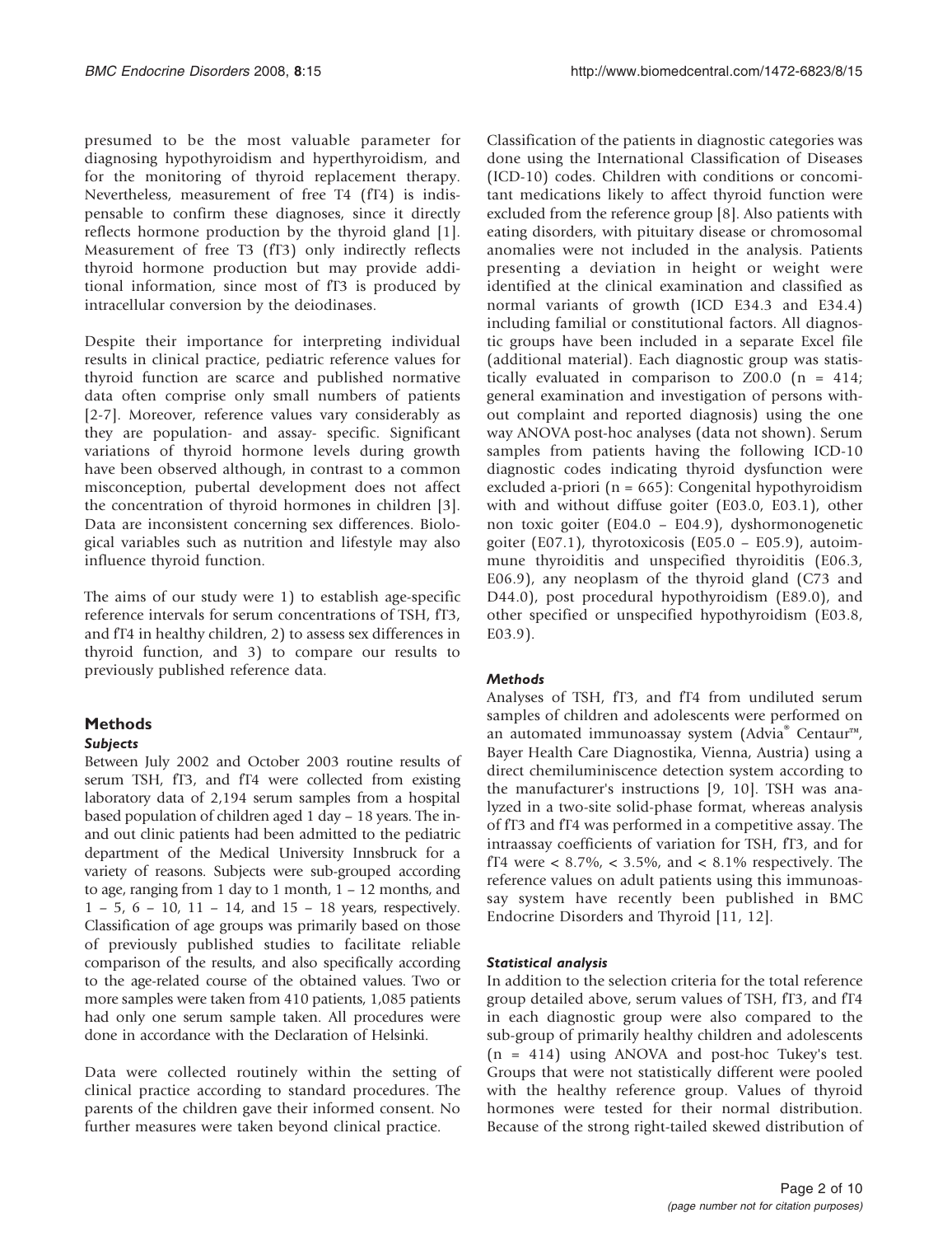presumed to be the most valuable parameter for diagnosing hypothyroidism and hyperthyroidism, and for the monitoring of thyroid replacement therapy. Nevertheless, measurement of free T4 (fT4) is indispensable to confirm these diagnoses, since it directly reflects hormone production by the thyroid gland [1]. Measurement of free T3 (fT3) only indirectly reflects thyroid hormone production but may provide additional information, since most of fT3 is produced by intracellular conversion by the deiodinases.

Despite their importance for interpreting individual results in clinical practice, pediatric reference values for thyroid function are scarce and published normative data often comprise only small numbers of patients [2-7]. Moreover, reference values vary considerably as they are population- and assay- specific. Significant variations of thyroid hormone levels during growth have been observed although, in contrast to a common misconception, pubertal development does not affect the concentration of thyroid hormones in children [3]. Data are inconsistent concerning sex differences. Biological variables such as nutrition and lifestyle may also influence thyroid function.

The aims of our study were 1) to establish age-specific reference intervals for serum concentrations of TSH, fT3, and fT4 in healthy children, 2) to assess sex differences in thyroid function, and 3) to compare our results to previously published reference data.

## Methods

### *Subjects*

Between July 2002 and October 2003 routine results of serum TSH, fT3, and fT4 were collected from existing laboratory data of 2,194 serum samples from a hospital based population of children aged 1 day – 18 years. The in- and out clinic patients had been admitted to the pediatric department of the Medical University Innsbruck for a variety of reasons. Subjects were sub-grouped according to age, ranging from 1 day to 1 month, 1 – 12 months, and 1 – 5, 6 – 10, 11 – 14, and 15 – 18 years, respectively. Classification of age groups was primarily based on those of previously published studies to facilitate reliable comparison of the results, and also specifically according to the age-related course of the obtained values. Two or more samples were taken from 410 patients, 1,085 patients had only one serum sample taken. All procedures were done in accordance with the Declaration of Helsinki.

Data were collected routinely within the setting of clinical practice according to standard procedures. The parents of the children gave their informed consent. No further measures were taken beyond clinical practice.

Classification of the patients in diagnostic categories was done using the International Classification of Diseases (ICD-10) codes. Children with conditions or concomitant medications likely to affect thyroid function were excluded from the reference group [8]. Also patients with eating disorders, with pituitary disease or chromosomal anomalies were not included in the analysis. Patients presenting a deviation in height or weight were identified at the clinical examination and classified as normal variants of growth (ICD E34.3 and E34.4) including familial or constitutional factors. All diagnostic groups have been included in a separate Excel file (additional material). Each diagnostic group was statistically evaluated in comparison to Z00.0 (n = 414; general examination and investigation of persons without complaint and reported diagnosis) using the one way ANOVA post-hoc analyses (data not shown). Serum samples from patients having the following ICD-10 diagnostic codes indicating thyroid dysfunction were excluded a-priori (n = 665): Congenital hypothyroidism with and without diffuse goiter (E03.0, E03.1), other non toxic goiter (E04.0 – E04.9), dyshormonogenetic goiter (E07.1), thyrotoxicosis (E05.0 – E05.9), autoimmune thyroiditis and unspecified thyroiditis (E06.3, E06.9), any neoplasm of the thyroid gland (C73 and D44.0), post procedural hypothyroidism (E89.0), and other specified or unspecified hypothyroidism (E03.8, E03.9).

### *Methods*

Analyses of TSH, fT3, and fT4 from undiluted serum samples of children and adolescents were performed on an automated immunoassay system (Advia® Centaur™, Bayer Health Care Diagnostika, Vienna, Austria) using a direct chemiluminiscence detection system according to the manufacturer's instructions [9, 10]. TSH was analyzed in a two-site solid-phase format, whereas analysis of fT3 and fT4 was performed in a competitive assay. The intraassay coefficients of variation for TSH, fT3, and for fT4 were < 8.7%, < 3.5%, and < 8.1% respectively. The reference values on adult patients using this immunoassay system have recently been published in BMC Endocrine Disorders and Thyroid [11, 12].

### *Statistical analysis*

In addition to the selection criteria for the total reference group detailed above, serum values of TSH, fT3, and fT4 in each diagnostic group were also compared to the sub-group of primarily healthy children and adolescents (n = 414) using ANOVA and post-hoc Tukey's test. Groups that were not statistically different were pooled with the healthy reference group. Values of thyroid hormones were tested for their normal distribution. Because of the strong right-tailed skewed distribution of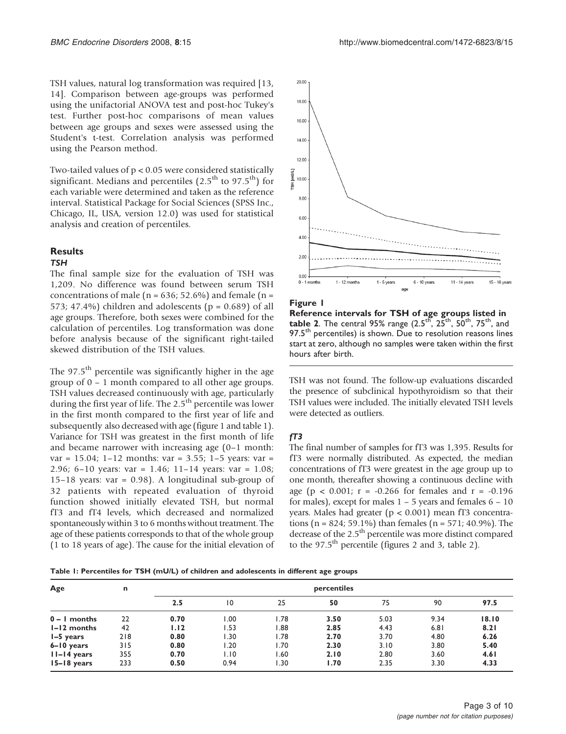TSH values, natural log transformation was required [13, 14]. Comparison between age-groups was performed using the unifactorial ANOVA test and post-hoc Tukey's test. Further post-hoc comparisons of mean values between age groups and sexes were assessed using the Student's t-test. Correlation analysis was performed using the Pearson method.

Two-tailed values of $p < 0.05$ were considered statistically significant. Medians and percentiles ($2.5^{th}$ to $97.5^{th}$) for each variable were determined and taken as the reference interval. Statistical Package for Social Sciences (SPSS Inc., Chicago, IL, USA, version 12.0) was used for statistical analysis and creation of percentiles.

## Results

### *TSH*

The final sample size for the evaluation of TSH was 1,209. No difference was found between serum TSH concentrations of male (n = 636; 52.6%) and female (n = 573; 47.4%) children and adolescents ($p = 0.689$) of all age groups. Therefore, both sexes were combined for the calculation of percentiles. Log transformation was done before analysis because of the significant right-tailed skewed distribution of the TSH values.

The $97.5^{th}$ percentile was significantly higher in the age group of 0 – 1 month compared to all other age groups. TSH values decreased continuously with age, particularly during the first year of life. The $2.5^{th}$ percentile was lower in the first month compared to the first year of life and subsequently also decreased with age (figure 1 and table 1). Variance for TSH was greatest in the first month of life and became narrower with increasing age (0–1 month: var = 15.04; 1–12 months: var = 3.55; 1–5 years: var = 2.96; 6–10 years: var = 1.46; 11–14 years: var = 1.08; 15–18 years: var = 0.98). A longitudinal sub-group of 32 patients with repeated evaluation of thyroid function showed initially elevated TSH, but normal fT3 and fT4 levels, which decreased and normalized spontaneously within 3 to 6 months without treatment. The age of these patients corresponds to that of the whole group (1 to 18 years of age). The cause for the initial elevation of TSH was not found. The follow-up evaluations discarded the presence of subclinical hypothyroidism so that their TSH values were included. The initially elevated TSH levels were detected as outliers.

**Figure 1**

**Reference intervals for TSH of age groups listed in table 2**. The central 95% range ($2.5^{th}$, $25^{th}$, $50^{th}$, $75^{th}$, and $97.5^{th}$ percentiles) is shown. Due to resolution reasons lines start at zero, although no samples were taken within the first hours after birth.

### *fT3*

The final number of samples for fT3 was 1,395. Results for fT3 were normally distributed. As expected, the median concentrations of fT3 were greatest in the age group up to one month, thereafter showing a continuous decline with age ($p < 0.001$; $r = -0.266$ for females and $r = -0.196$ for males), except for males 1 – 5 years and females 6 – 10 years. Males had greater ($p < 0.001$) mean fT3 concentrations (n = 824; 59.1%) than females (n = 571; 40.9%). The decrease of the $2.5^{th}$ percentile was more distinct compared to the $97.5^{th}$ percentile (figures 2 and 3, table 2).

**Table 1: Percentiles for TSH (mU/L) of children and adolescents in different age groups**

| Age | n | percentiles | | | | | | |
|---|---|---|---|---|---|---|---|---|
| | | **2.5** | 10 | 25 | **50** | 75 | 90 | **97.5** |
| **0 – 1 months** | 22 | **0.70** | 1.00 | 1.78 | **3.50** | 5.03 | 9.34 | **18.10** |
| **1–12 months** | 42 | **1.12** | 1.53 | 1.88 | **2.85** | 4.43 | 6.81 | **8.21** |
| **1–5 years** | 218 | **0.80** | 1.30 | 1.78 | **2.70** | 3.70 | 4.80 | **6.26** |
| **6–10 years** | 315 | **0.80** | 1.20 | 1.70 | **2.30** | 3.10 | 3.80 | **5.40** |
| **11–14 years** | 355 | **0.70** | 1.10 | 1.60 | **2.10** | 2.80 | 3.60 | **4.61** |
| **15–18 years** | 233 | **0.50** | 0.94 | 1.30 | **1.70** | 2.35 | 3.30 | **4.33** |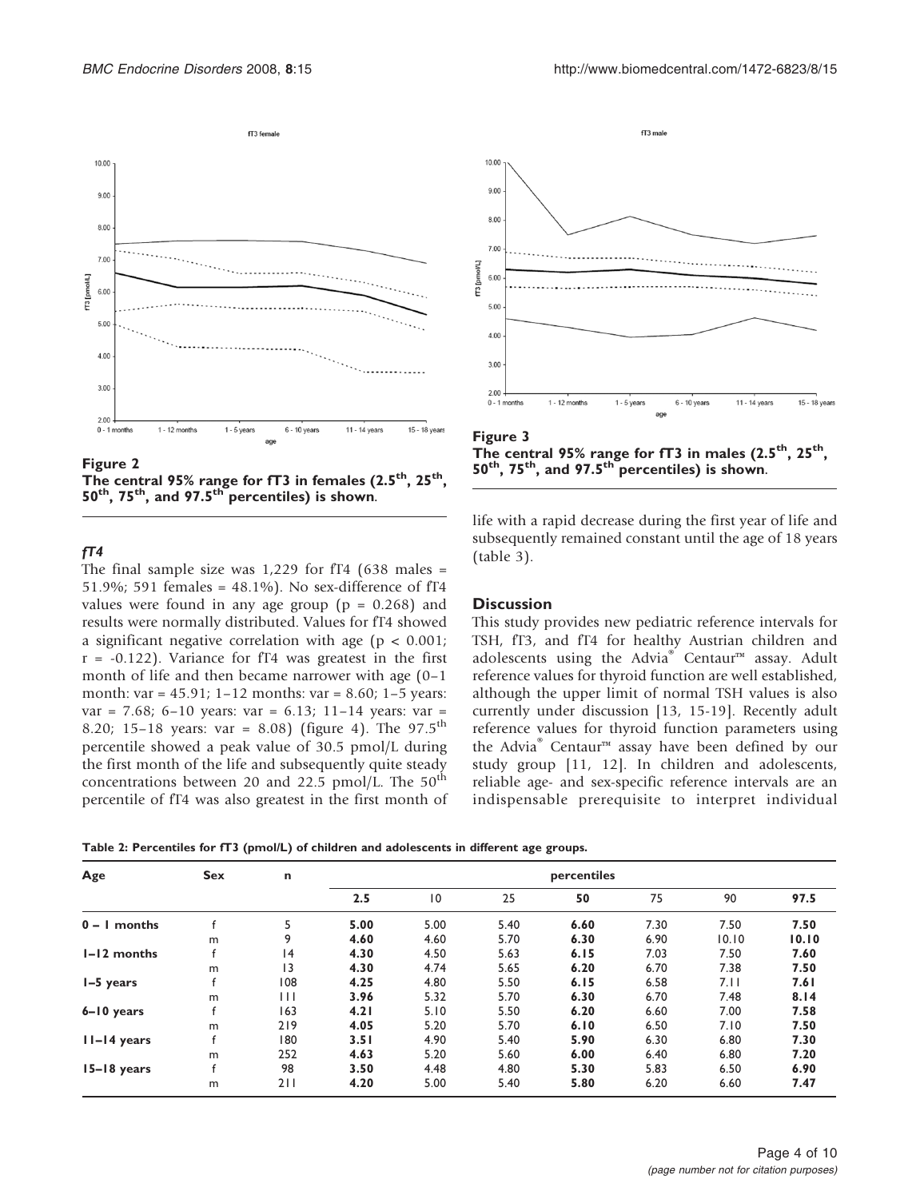Figure 2
**The central 95% range for fT3 in females (2.5th, 25th, 50th, 75th, and 97.5th percentiles) is shown.**

Figure 3
**The central 95% range for fT3 in males (2.5th, 25th, 50th, 75th, and 97.5th percentiles) is shown.**

### *fT4*

The final sample size was 1,229 for fT4 (638 males = 51.9%; 591 females = 48.1%). No sex-difference of fT4 values were found in any age group ($p = 0.268$) and results were normally distributed. Values for fT4 showed a significant negative correlation with age ($p < 0.001$; $r = -0.122$). Variance for fT4 was greatest in the first month of life and then became narrower with age (0–1 month: var = 45.91; 1–12 months: var = 8.60; 1–5 years: var = 7.68; 6–10 years: var = 6.13; 11–14 years: var = 8.20; 15–18 years: var = 8.08) (figure 4). The 97.5th percentile showed a peak value of 30.5 pmol/L during the first month of the life and subsequently quite steady concentrations between 20 and 22.5 pmol/L. The 50th percentile of fT4 was also greatest in the first month of life with a rapid decrease during the first year of life and subsequently remained constant until the age of 18 years (table 3).

## Discussion

This study provides new pediatric reference intervals for TSH, fT3, and fT4 for healthy Austrian children and adolescents using the Advia® Centaur™ assay. Adult reference values for thyroid function are well established, although the upper limit of normal TSH values is also currently under discussion [13, 15-19]. Recently adult reference values for thyroid function parameters using the Advia® Centaur™ assay have been defined by our study group [11, 12]. In children and adolescents, reliable age- and sex-specific reference intervals are an indispensable prerequisite to interpret individual

**Table 2: Percentiles for fT3 (pmol/L) of children and adolescents in different age groups.**

| Age | Sex | n | percentiles | | | | | | |
|---|---|---|---|---|---|---|---|---|---|
| | | | **2.5** | 10 | 25 | **50** | 75 | 90 | **97.5** |
| **0 – 1 months** | f | 5 | **5.00** | 5.00 | 5.40 | **6.60** | 7.30 | 7.50 | **7.50** |
| | m | 9 | **4.60** | 4.60 | 5.70 | **6.30** | 6.90 | 10.10 | **10.10** |
| **1–12 months** | f | 14 | **4.30** | 4.50 | 5.63 | **6.15** | 7.03 | 7.50 | **7.60** |
| | m | 13 | **4.30** | 4.74 | 5.65 | **6.20** | 6.70 | 7.38 | **7.50** |
| **1–5 years** | f | 108 | **4.25** | 4.80 | 5.50 | **6.15** | 6.58 | 7.11 | **7.61** |
| | m | 111 | **3.96** | 5.32 | 5.70 | **6.30** | 6.70 | 7.48 | **8.14** |
| **6–10 years** | f | 163 | **4.21** | 5.10 | 5.50 | **6.20** | 6.60 | 7.00 | **7.58** |
| | m | 219 | **4.05** | 5.20 | 5.70 | **6.10** | 6.50 | 7.10 | **7.50** |
| **11–14 years** | f | 180 | **3.51** | 4.90 | 5.40 | **5.90** | 6.30 | 6.80 | **7.30** |
| | m | 252 | **4.63** | 5.20 | 5.60 | **6.00** | 6.40 | 6.80 | **7.20** |
| **15–18 years** | f | 98 | **3.50** | 4.48 | 4.80 | **5.30** | 5.83 | 6.50 | **6.90** |
| | m | 211 | **4.20** | 5.00 | 5.40 | **5.80** | 6.20 | 6.60 | **7.47** |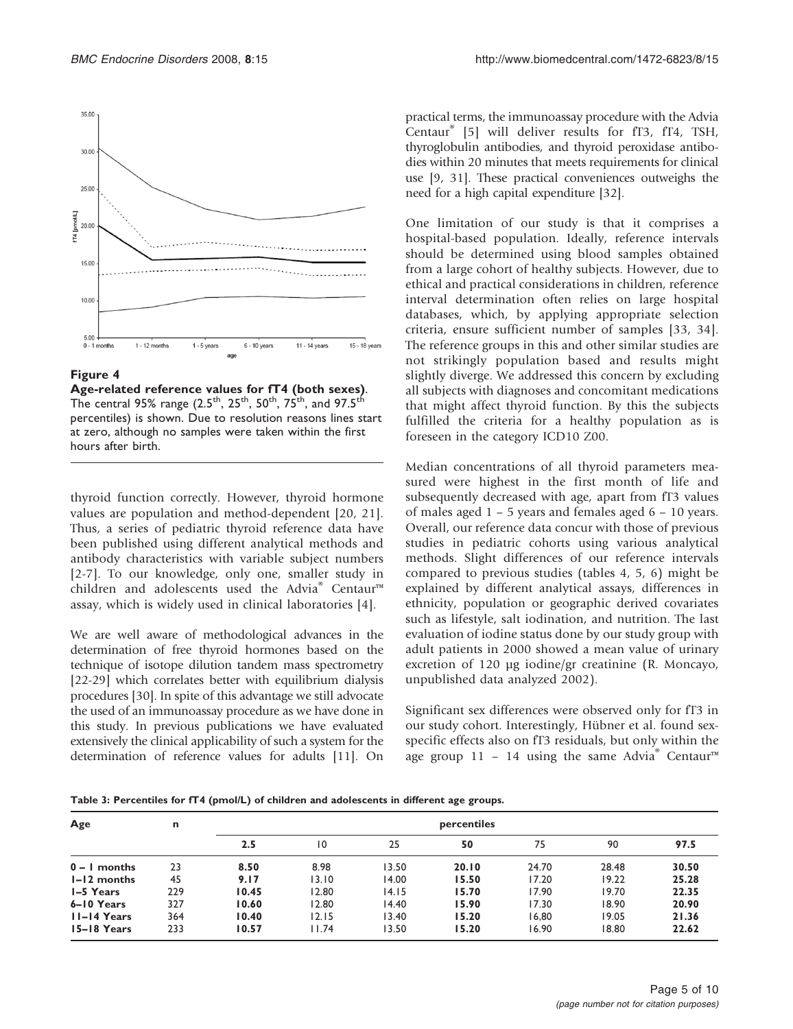**Figure 4**

**Age-related reference values for fT4 (both sexes).** The central 95% range (2.5[th], 25[th], 50[th], 75[th], and 97.5[th] percentiles) is shown. Due to resolution reasons lines start at zero, although no samples were taken within the first hours after birth.

thyroid function correctly. However, thyroid hormone values are population and method-dependent [20, 21]. Thus, a series of pediatric thyroid reference data have been published using different analytical methods and antibody characteristics with variable subject numbers [2-7]. To our knowledge, only one, smaller study in children and adolescents used the Advia® Centaur™ assay, which is widely used in clinical laboratories [4].

We are well aware of methodological advances in the determination of free thyroid hormones based on the technique of isotope dilution tandem mass spectrometry [22-29] which correlates better with equilibrium dialysis procedures [30]. In spite of this advantage we still advocate the used of an immunoassay procedure as we have done in this study. In previous publications we have evaluated extensively the clinical applicability of such a system for the determination of reference values for adults [11]. On practical terms, the immunoassay procedure with the Advia Centaur® [5] will deliver results for fT3, fT4, TSH, thyroglobulin antibodies, and thyroid peroxidase antibodies within 20 minutes that meets requirements for clinical use [9, 31]. These practical conveniences outweighs the need for a high capital expenditure [32].

One limitation of our study is that it comprises a hospital-based population. Ideally, reference intervals should be determined using blood samples obtained from a large cohort of healthy subjects. However, due to ethical and practical considerations in children, reference interval determination often relies on large hospital databases, which, by applying appropriate selection criteria, ensure sufficient number of samples [33, 34]. The reference groups in this and other similar studies are not strikingly population based and results might slightly diverge. We addressed this concern by excluding all subjects with diagnoses and concomitant medications that might affect thyroid function. By this the subjects fulfilled the criteria for a healthy population as is foreseen in the category ICD10 Z00.

Median concentrations of all thyroid parameters measured were highest in the first month of life and subsequently decreased with age, apart from fT3 values of males aged 1 – 5 years and females aged 6 – 10 years. Overall, our reference data concur with those of previous studies in pediatric cohorts using various analytical methods. Slight differences of our reference intervals compared to previous studies (tables 4, 5, 6) might be explained by different analytical assays, differences in ethnicity, population or geographic derived covariates such as lifestyle, salt iodination, and nutrition. The last evaluation of iodine status done by our study group with adult patients in 2000 showed a mean value of urinary excretion of 120 µg iodine/gr creatinine (R. Moncayo, unpublished data analyzed 2002).

Significant sex differences were observed only for fT3 in our study cohort. Interestingly, Hübner et al. found sex-specific effects also on fT3 residuals, but only within the age group 11 – 14 using the same Advia® Centaur™

**Table 3: Percentiles for fT4 (pmol/L) of children and adolescents in different age groups.**

| Age | n | percentiles | | | | | | |
|---|---|---|---|---|---|---|---|---|
| | | **2.5** | 10 | 25 | **50** | 75 | 90 | **97.5** |
| **0 – 1 months** | 23 | **8.50** | 8.98 | 13.50 | **20.10** | 24.70 | 28.48 | **30.50** |
| **1–12 months** | 45 | **9.17** | 13.10 | 14.00 | **15.50** | 17.20 | 19.22 | **25.28** |
| **1–5 Years** | 229 | **10.45** | 12.80 | 14.15 | **15.70** | 17.90 | 19.70 | **22.35** |
| **6–10 Years** | 327 | **10.60** | 12.80 | 14.40 | **15.90** | 17.30 | 18.90 | **20.90** |
| **11–14 Years** | 364 | **10.40** | 12.15 | 13.40 | **15.20** | 16,80 | 19.05 | **21.36** |
| **15–18 Years** | 233 | **10.57** | 11.74 | 13.50 | **15.20** | 16.90 | 18.80 | **22.62** |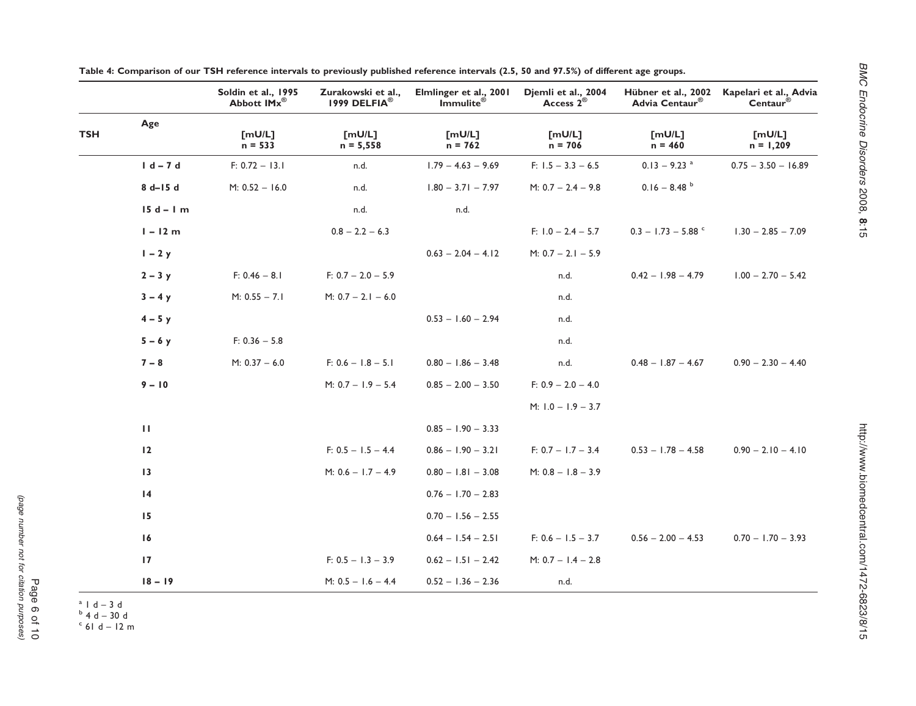Table 4: Comparison of our TSH reference intervals to previously published reference intervals (2.5, 50 and 97.5%) of different age groups.

| TSH | Age | Soldin et al., 1995 Abbott IMx® [mU/L] n = 533 | Zurakowski et al., 1999 DELFIA® [mU/L] n = 5,558 | Elmlinger et al., 2001 Immulite® [mU/L] n = 762 | Djemli et al., 2004 Access 2® [mU/L] n = 706 | Hübner et al., 2002 Advia Centaur® [mU/L] n = 460 | Kapelari et al., Advia Centaur® [mU/L] n = 1,209 |
|---|---|---|---|---|---|---|---|
| | 1 d – 7 d | F: 0.72 – 13.1 | n.d. | 1.79 – 4.63 – 9.69 | F: 1.5 – 3.3 – 6.5 | 0.13 – 9.23 [a] | 0.75 – 3.50 – 16.89 |
| | 8 d–15 d | M: 0.52 – 16.0 | n.d. | 1.80 – 3.71 – 7.97 | M: 0.7 – 2.4 – 9.8 | 0.16 – 8.48 [b] | |
| | 15 d – 1 m | | n.d. | n.d. | | | |
| | 1 – 12 m | | 0.8 – 2.2 – 6.3 | | F: 1.0 – 2.4 – 5.7 | 0.3 – 1.73 – 5.88 [c] | 1.30 – 2.85 – 7.09 |
| | 1 – 2 y | | | 0.63 – 2.04 – 4.12 | M: 0.7 – 2.1 – 5.9 | | |
| | 2 – 3 y | F: 0.46 – 8.1 | F: 0.7 – 2.0 – 5.9 | | n.d. | 0.42 – 1.98 – 4.79 | 1.00 – 2.70 – 5.42 |
| | 3 – 4 y | M: 0.55 – 7.1 | M: 0.7 – 2.1 – 6.0 | | n.d. | | |
| | 4 – 5 y | | | 0.53 – 1.60 – 2.94 | n.d. | | |
| | 5 – 6 y | F: 0.36 – 5.8 | | | n.d. | | |
| | 7 – 8 | M: 0.37 – 6.0 | F: 0.6 – 1.8 – 5.1 | 0.80 – 1.86 – 3.48 | n.d. | 0.48 – 1.87 – 4.67 | 0.90 – 2.30 – 4.40 |
| | 9 – 10 | | M: 0.7 – 1.9 – 5.4 | 0.85 – 2.00 – 3.50 | F: 0.9 – 2.0 – 4.0 | | |
| | | | | | M: 1.0 – 1.9 – 3.7 | | |
| | 11 | | | 0.85 – 1.90 – 3.33 | | | |
| | 12 | | F: 0.5 – 1.5 – 4.4 | 0.86 – 1.90 – 3.21 | F: 0.7 – 1.7 – 3.4 | 0.53 – 1.78 – 4.58 | 0.90 – 2.10 – 4.10 |
| | 13 | | M: 0.6 – 1.7 – 4.9 | 0.80 – 1.81 – 3.08 | M: 0.8 – 1.8 – 3.9 | | |
| | 14 | | | 0.76 – 1.70 – 2.83 | | | |
| | 15 | | | 0.70 – 1.56 – 2.55 | | | |
| | 16 | | | 0.64 – 1.54 – 2.51 | F: 0.6 – 1.5 – 3.7 | 0.56 – 2.00 – 4.53 | 0.70 – 1.70 – 3.93 |
| | 17 | | F: 0.5 – 1.3 – 3.9 | 0.62 – 1.51 – 2.42 | M: 0.7 – 1.4 – 2.8 | | |
| | 18 – 19 | | M: 0.5 – 1.6 – 4.4 | 0.52 – 1.36 – 2.36 | n.d. | | |

[a] 1 d – 3 d
[b] 4 d – 30 d
[c] 61 d – 12 m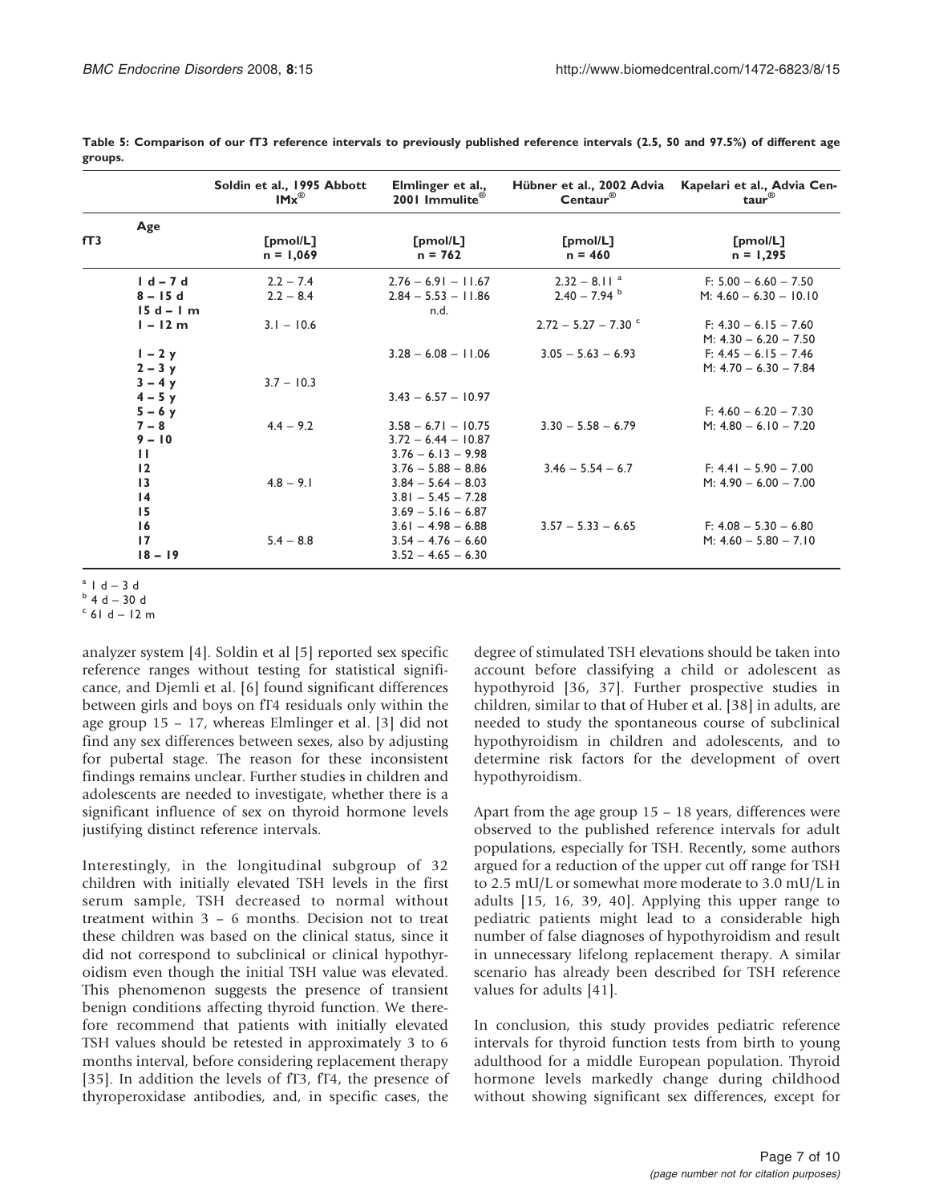**Table 5: Comparison of our fT3 reference intervals to previously published reference intervals (2.5, 50 and 97.5%) of different age groups.**

| | | Soldin et al., 1995 Abbott IMx® | Elmlinger et al., 2001 Immulite® | Hübner et al., 2002 Advia Centaur® | Kapelari et al., Advia Centaur® |
|---|---|---|---|---|---|
| fT3 | Age | [pmol/L] n = 1,069 | [pmol/L] n = 762 | [pmol/L] n = 460 | [pmol/L] n = 1,295 |
| | 1 d – 7 d | 2.2 – 7.4 | 2.76 – 6.91 – 11.67 | 2.32 – 8.11 [a] | F: 5.00 – 6.60 – 7.50 |
| | 8 – 15 d | 2.2 – 8.4 | 2.84 – 5.53 – 11.86 | 2.40 – 7.94 [b] | M: 4.60 – 6.30 – 10.10 |
| | 15 d – 1 m | | n.d. | | |
| | 1 – 12 m | 3.1 – 10.6 | | 2.72 – 5.27 – 7.30 [c] | F: 4.30 – 6.15 – 7.60 M: 4.30 – 6.20 – 7.50 |
| | 1 – 2 y | | 3.28 – 6.08 – 11.06 | 3.05 – 5.63 – 6.93 | F: 4.45 – 6.15 – 7.46 |
| | 2 – 3 y | | | | M: 4.70 – 6.30 – 7.84 |
| | 3 – 4 y | 3.7 – 10.3 | | | |
| | 4 – 5 y | | 3.43 – 6.57 – 10.97 | | |
| | 5 – 6 y | | | | F: 4.60 – 6.20 – 7.30 |
| | 7 – 8 | 4.4 – 9.2 | 3.58 – 6.71 – 10.75 | 3.30 – 5.58 – 6.79 | M: 4.80 – 6.10 – 7.20 |
| | 9 – 10 | | 3.72 – 6.44 – 10.87 | | |
| | 11 | | 3.76 – 6.13 – 9.98 | | |
| | 12 | | 3.76 – 5.88 – 8.86 | 3.46 – 5.54 – 6.7 | F: 4.41 – 5.90 – 7.00 |
| | 13 | 4.8 – 9.1 | 3.84 – 5.64 – 8.03 | | M: 4.90 – 6.00 – 7.00 |
| | 14 | | 3.81 – 5.45 – 7.28 | | |
| | 15 | | 3.69 – 5.16 – 6.87 | | |
| | 16 | | 3.61 – 4.98 – 6.88 | 3.57 – 5.33 – 6.65 | F: 4.08 – 5.30 – 6.80 |
| | 17 | 5.4 – 8.8 | 3.54 – 4.76 – 6.60 | | M: 4.60 – 5.80 – 7.10 |
| | 18 – 19 | | 3.52 – 4.65 – 6.30 | | |

[a] 1 d – 3 d
[b] 4 d – 30 d
[c] 61 d – 12 m

analyzer system [4]. Soldin et al [5] reported sex specific reference ranges without testing for statistical significance, and Djemli et al. [6] found significant differences between girls and boys on fT4 residuals only within the age group 15 – 17, whereas Elmlinger et al. [3] did not find any sex differences between sexes, also by adjusting for pubertal stage. The reason for these inconsistent findings remains unclear. Further studies in children and adolescents are needed to investigate, whether there is a significant influence of sex on thyroid hormone levels justifying distinct reference intervals.

Interestingly, in the longitudinal subgroup of 32 children with initially elevated TSH levels in the first serum sample, TSH decreased to normal without treatment within 3 – 6 months. Decision not to treat these children was based on the clinical status, since it did not correspond to subclinical or clinical hypothyroidism even though the initial TSH value was elevated. This phenomenon suggests the presence of transient benign conditions affecting thyroid function. We therefore recommend that patients with initially elevated TSH values should be retested in approximately 3 to 6 months interval, before considering replacement therapy [35]. In addition the levels of fT3, fT4, the presence of thyroperoxidase antibodies, and, in specific cases, the degree of stimulated TSH elevations should be taken into account before classifying a child or adolescent as hypothyroid [36, 37]. Further prospective studies in children, similar to that of Huber et al. [38] in adults, are needed to study the spontaneous course of subclinical hypothyroidism in children and adolescents, and to determine risk factors for the development of overt hypothyroidism.

Apart from the age group 15 – 18 years, differences were observed to the published reference intervals for adult populations, especially for TSH. Recently, some authors argued for a reduction of the upper cut off range for TSH to 2.5 mU/L or somewhat more moderate to 3.0 mU/L in adults [15, 16, 39, 40]. Applying this upper range to pediatric patients might lead to a considerable high number of false diagnoses of hypothyroidism and result in unnecessary lifelong replacement therapy. A similar scenario has already been described for TSH reference values for adults [41].

In conclusion, this study provides pediatric reference intervals for thyroid function tests from birth to young adulthood for a middle European population. Thyroid hormone levels markedly change during childhood without showing significant sex differences, except for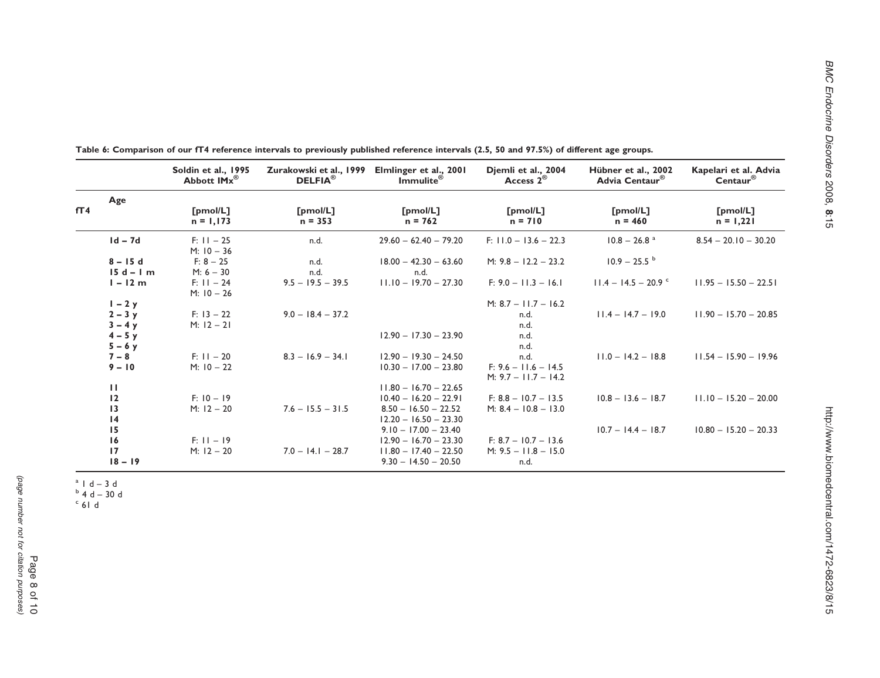**Table 6: Comparison of our fT4 reference intervals to previously published reference intervals (2.5, 50 and 97.5%) of different age groups.**

| | | Soldin et al., 1995 Abbott IMx® | Zurakowski et al., 1999 DELFIA® | Elmlinger et al., 2001 Immulite® | Djemli et al., 2004 Access 2® | Hübner et al., 2002 Advia Centaur® | Kapelari et al. Advia Centaur® |
|---|---|---|---|---|---|---|---|
| fT4 | Age | [pmol/L] n = 1,173 | [pmol/L] n = 353 | [pmol/L] n = 762 | [pmol/L] n = 710 | [pmol/L] n = 460 | [pmol/L] n = 1,221 |
| | 1d – 7d | F: 11 – 25 M: 10 – 36 | n.d. | 29.60 – 62.40 – 79.20 | F: 11.0 – 13.6 – 22.3 | 10.8 – 26.8 [a] | 8.54 – 20.10 – 30.20 |
| | 8 – 15 d | F: 8 – 25 | n.d. | 18.00 – 42.30 – 63.60 | M: 9.8 – 12.2 – 23.2 | 10.9 – 25.5 [b] | |
| | 15 d – 1 m | M: 6 – 30 | n.d. | n.d. | | | |
| | 1 – 12 m | F: 11 – 24 M: 10 – 26 | 9.5 – 19.5 – 39.5 | 11.10 – 19.70 – 27.30 | F: 9.0 – 11.3 – 16.1 | 11.4 – 14.5 – 20.9 [c] | 11.95 – 15.50 – 22.51 |
| | 1 – 2 y | | | | M: 8.7 – 11.7 – 16.2 | | |
| | 2 – 3 y | F: 13 – 22 | 9.0 – 18.4 – 37.2 | | n.d. | 11.4 – 14.7 – 19.0 | 11.90 – 15.70 – 20.85 |
| | 3 – 4 y | M: 12 – 21 | | | n.d. | | |
| | 4 – 5 y | | | 12.90 – 17.30 – 23.90 | n.d. | | |
| | 5 – 6 y | | | | n.d. | | |
| | 7 – 8 | F: 11 – 20 | 8.3 – 16.9 – 34.1 | 12.90 – 19.30 – 24.50 | n.d. | 11.0 – 14.2 – 18.8 | 11.54 – 15.90 – 19.96 |
| | 9 – 10 | M: 10 – 22 | | 10.30 – 17.00 – 23.80 | F: 9.6 – 11.6 – 14.5 M: 9.7 – 11.7 – 14.2 | | |
| | 11 | | | 11.80 – 16.70 – 22.65 | | | |
| | 12 | F: 10 – 19 | | 10.40 – 16.20 – 22.91 | F: 8.8 – 10.7 – 13.5 | 10.8 – 13.6 – 18.7 | 11.10 – 15.20 – 20.00 |
| | 13 | M: 12 – 20 | 7.6 – 15.5 – 31.5 | 8.50 – 16.50 – 22.52 | M: 8.4 – 10.8 – 13.0 | | |
| | 14 | | | 12.20 – 16.50 – 23.30 | | | |
| | 15 | | | 9.10 – 17.00 – 23.40 | | 10.7 – 14.4 – 18.7 | 10.80 – 15.20 – 20.33 |
| | 16 | F: 11 – 19 | | 12.90 – 16.70 – 23.30 | F: 8.7 – 10.7 – 13.6 | | |
| | 17 | M: 12 – 20 | 7.0 – 14.1 – 28.7 | 11.80 – 17.40 – 22.50 | M: 9.5 – 11.8 – 15.0 | | |
| | 18 – 19 | | | 9.30 – 14.50 – 20.50 | n.d. | | |

[a] 1 d – 3 d
[b] 4 d – 30 d
[c] 61 d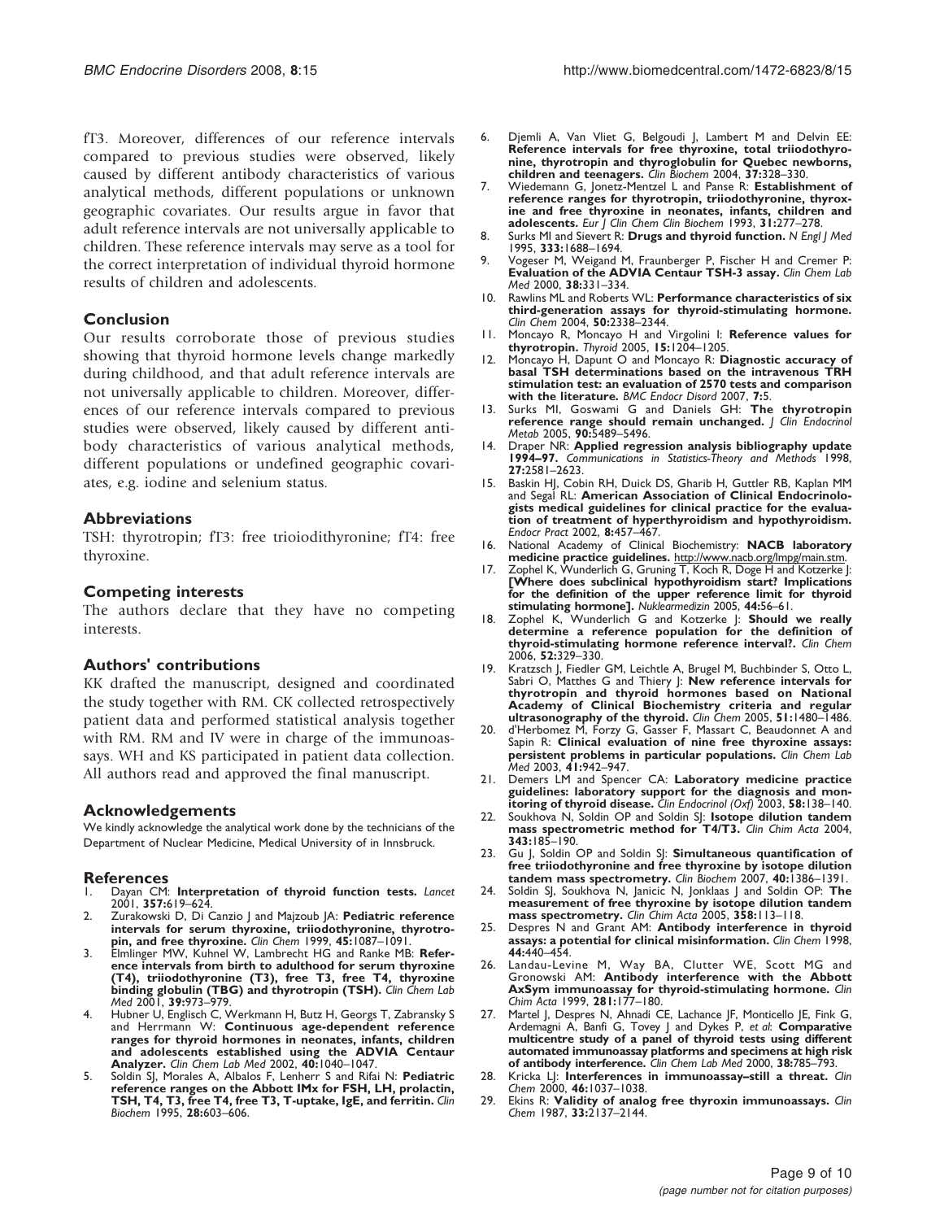fT3. Moreover, differences of our reference intervals compared to previous studies were observed, likely caused by different antibody characteristics of various analytical methods, different populations or unknown geographic covariates. Our results argue in favor that adult reference intervals are not universally applicable to children. These reference intervals may serve as a tool for the correct interpretation of individual thyroid hormone results of children and adolescents.

## Conclusion

Our results corroborate those of previous studies showing that thyroid hormone levels change markedly during childhood, and that adult reference intervals are not universally applicable to children. Moreover, differences of our reference intervals compared to previous studies were observed, likely caused by different antibody characteristics of various analytical methods, different populations or undefined geographic covariates, e.g. iodine and selenium status.

## Abbreviations

TSH: thyrotropin; fT3: free trioiodithyronine; fT4: free thyroxine.

## Competing interests

The authors declare that they have no competing interests.

## Authors' contributions

KK drafted the manuscript, designed and coordinated the study together with RM. CK collected retrospectively patient data and performed statistical analysis together with RM. RM and IV were in charge of the immunoassays. WH and KS participated in patient data collection. All authors read and approved the final manuscript.

## Acknowledgements

We kindly acknowledge the analytical work done by the technicians of the Department of Nuclear Medicine, Medical University of in Innsbruck.

## References

1. Dayan CM: **Interpretation of thyroid function tests.** *Lancet* 2001, **357:**619–624.
2. Zurakowski D, Di Canzio J and Majzoub JA: **Pediatric reference intervals for serum thyroxine, triiodothyronine, thyrotropin, and free thyroxine.** *Clin Chem* 1999, **45:**1087–1091.
3. Elmlinger MW, Kuhnel W, Lambrecht HG and Ranke MB: **Reference intervals from birth to adulthood for serum thyroxine (T4), triiodothyronine (T3), free T3, free T4, thyroxine binding globulin (TBG) and thyrotropin (TSH).** *Clin Chem Lab Med* 2001, **39:**973–979.
4. Hubner U, Englisch C, Werkmann H, Butz H, Georgs T, Zabransky S and Herrmann W: **Continuous age-dependent reference ranges for thyroid hormones in neonates, infants, children and adolescents established using the ADVIA Centaur Analyzer.** *Clin Chem Lab Med* 2002, **40:**1040–1047.
5. Soldin SJ, Morales A, Albalos F, Lenherr S and Rifai N: **Pediatric reference ranges on the Abbott IMx for FSH, LH, prolactin, TSH, T4, T3, free T4, free T3, T-uptake, IgE, and ferritin.** *Clin Biochem* 1995, **28:**603–606.
6. Djemli A, Van Vliet G, Belgoudi J, Lambert M and Delvin EE: **Reference intervals for free thyroxine, total triiodothyronine, thyrotropin and thyroglobulin for Quebec newborns, children and teenagers.** *Clin Biochem* 2004, **37:**328–330.
7. Wiedemann G, Jonetz-Mentzel L and Panse R: **Establishment of reference ranges for thyrotropin, triiodothyronine, thyroxine and free thyroxine in neonates, infants, children and adolescents.** *Eur J Clin Chem Clin Biochem* 1993, **31:**277–278.
8. Surks MI and Sievert R: **Drugs and thyroid function.** *N Engl J Med* 1995, **333:**1688–1694.
9. Vogeser M, Weigand M, Fraunberger P, Fischer H and Cremer P: **Evaluation of the ADVIA Centaur TSH-3 assay.** *Clin Chem Lab Med* 2000, **38:**331–334.
10. Rawlins ML and Roberts WL: **Performance characteristics of six third-generation assays for thyroid-stimulating hormone.** *Clin Chem* 2004, **50:**2338–2344.
11. Moncayo R, Moncayo H and Virgolini I: **Reference values for thyrotropin.** *Thyroid* 2005, **15:**1204–1205.
12. Moncayo H, Dapunt O and Moncayo R: **Diagnostic accuracy of basal TSH determinations based on the intravenous TRH stimulation test: an evaluation of 2570 tests and comparison with the literature.** *BMC Endocr Disord* 2007, **7:**5.
13. Surks MI, Goswami G and Daniels GH: **The thyrotropin reference range should remain unchanged.** *J Clin Endocrinol Metab* 2005, **90:**5489–5496.
14. Draper NR: **Applied regression analysis bibliography update 1994–97.** *Communications in Statistics-Theory and Methods* 1998, **27:**2581–2623.
15. Baskin HJ, Cobin RH, Duick DS, Gharib H, Guttler RB, Kaplan MM and Segal RL: **American Association of Clinical Endocrinologists medical guidelines for clinical practice for the evaluation of treatment of hyperthyroidism and hypothyroidism.** *Endocr Pract* 2002, **8:**457–467.
16. National Academy of Clinical Biochemistry: **NACB laboratory medicine practice guidelines.** http://www.nacb.org/lmpg/main.stm.
17. Zophel K, Wunderlich G, Gruning T, Koch R, Doge H and Kotzerke J: **[Where does subclinical hypothyroidism start? Implications for the definition of the upper reference limit for thyroid stimulating hormone].** *Nuklearmedizin* 2005, **44:**56–61.
18. Zophel K, Wunderlich G and Kotzerke J: **Should we really determine a reference population for the definition of thyroid-stimulating hormone reference interval?.** *Clin Chem* 2006, **52:**329–330.
19. Kratzsch J, Fiedler GM, Leichtle A, Brugel M, Buchbinder S, Otto L, Sabri O, Matthes G and Thiery J: **New reference intervals for thyrotropin and thyroid hormones based on National Academy of Clinical Biochemistry criteria and regular ultrasonography of the thyroid.** *Clin Chem* 2005, **51:**1480–1486.
20. d'Herbomez M, Forzy G, Gasser F, Massart C, Beaudonnet A and Sapin R: **Clinical evaluation of nine free thyroxine assays: persistent problems in particular populations.** *Clin Chem Lab Med* 2003, **41:**942–947.
21. Demers LM and Spencer CA: **Laboratory medicine practice guidelines: laboratory support for the diagnosis and monitoring of thyroid disease.** *Clin Endocrinol (Oxf)* 2003, **58:**138–140.
22. Soukhova N, Soldin OP and Soldin SJ: **Isotope dilution tandem mass spectrometric method for T4/T3.** *Clin Chim Acta* 2004, **343:**185–190.
23. Gu J, Soldin OP and Soldin SJ: **Simultaneous quantification of free triiodothyronine and free thyroxine by isotope dilution tandem mass spectrometry.** *Clin Biochem* 2007, **40:**1386–1391.
24. Soldin SJ, Soukhova N, Janicic N, Jonklaas J and Soldin OP: **The measurement of free thyroxine by isotope dilution tandem mass spectrometry.** *Clin Chim Acta* 2005, **358:**113–118.
25. Despres N and Grant AM: **Antibody interference in thyroid assays: a potential for clinical misinformation.** *Clin Chem* 1998, **44:**440–454.
26. Landau-Levine M, Way BA, Clutter WE, Scott MG and Gronowski AM: **Antibody interference with the Abbott AxSym immunoassay for thyroid-stimulating hormone.** *Clin Chim Acta* 1999, **281:**177–180.
27. Martel J, Despres N, Ahnadi CE, Lachance JF, Monticello JE, Fink G, Ardemagni A, Banfi G, Tovey J and Dykes P, *et al*: **Comparative multicentre study of a panel of thyroid tests using different automated immunoassay platforms and specimens at high risk of antibody interference.** *Clin Chem Lab Med* 2000, **38:**785–793.
28. Kricka LJ: **Interferences in immunoassay–still a threat.** *Clin Chem* 2000, **46:**1037–1038.
29. Ekins R: **Validity of analog free thyroxin immunoassays.** *Clin Chem* 1987, **33:**2137–2144.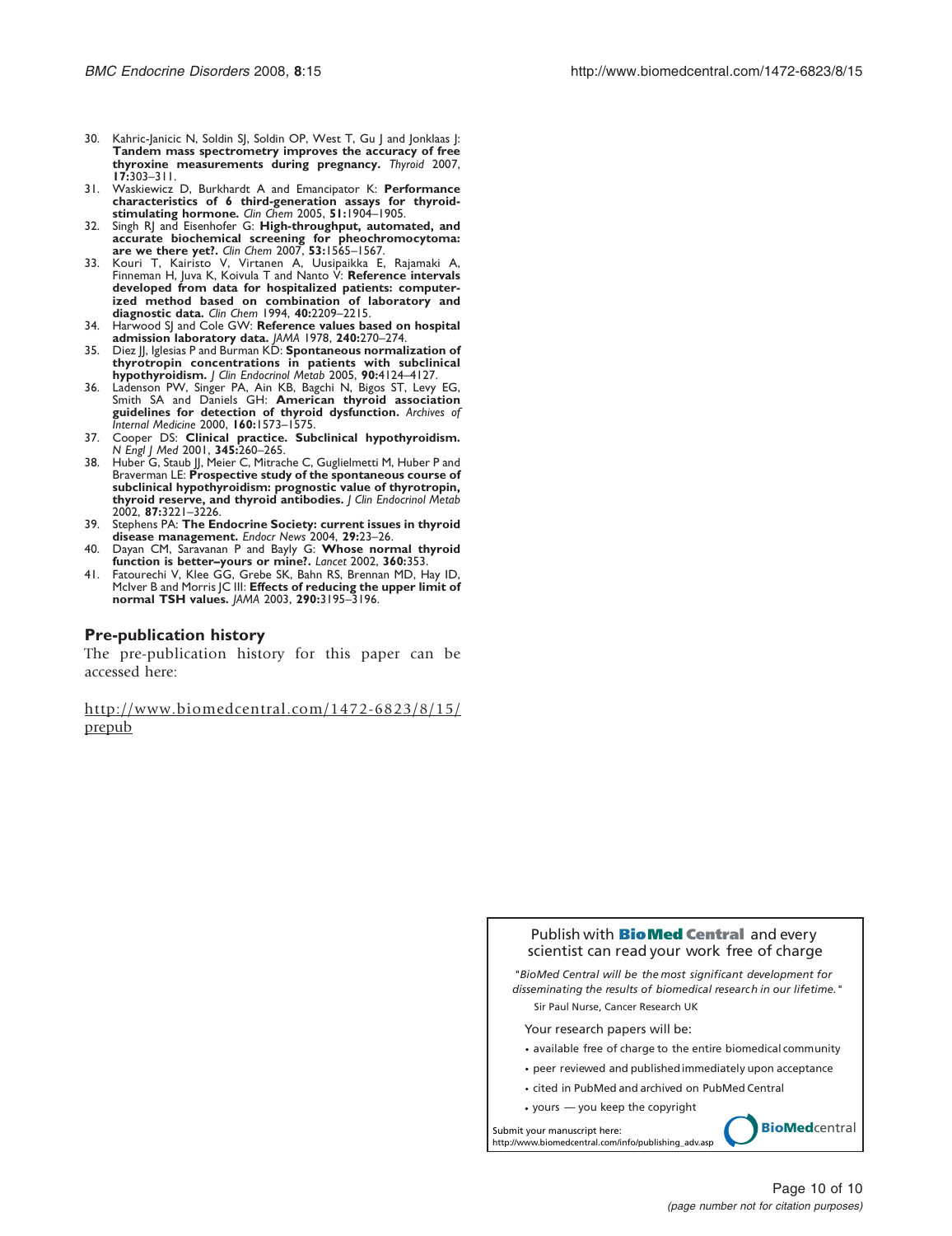30. Kahric-Janicic N, Soldin SJ, Soldin OP, West T, Gu J and Jonklaas J: **Tandem mass spectrometry improves the accuracy of free thyroxine measurements during pregnancy.** *Thyroid* 2007, **17:**303–311.
31. Waskiewicz D, Burkhardt A and Emancipator K: **Performance characteristics of 6 third-generation assays for thyroid-stimulating hormone.** *Clin Chem* 2005, **51:**1904–1905.
32. Singh RJ and Eisenhofer G: **High-throughput, automated, and accurate biochemical screening for pheochromocytoma: are we there yet?.** *Clin Chem* 2007, **53:**1565–1567.
33. Kouri T, Kairisto V, Virtanen A, Uusipaikka E, Rajamaki A, Finneman H, Juva K, Koivula T and Nanto V: **Reference intervals developed from data for hospitalized patients: computerized method based on combination of laboratory and diagnostic data.** *Clin Chem* 1994, **40:**2209–2215.
34. Harwood SJ and Cole GW: **Reference values based on hospital admission laboratory data.** *JAMA* 1978, **240:**270–274.
35. Diez JJ, Iglesias P and Burman KD: **Spontaneous normalization of thyrotropin concentrations in patients with subclinical hypothyroidism.** *J Clin Endocrinol Metab* 2005, **90:**4124–4127.
36. Ladenson PW, Singer PA, Ain KB, Bagchi N, Bigos ST, Levy EG, Smith SA and Daniels GH: **American thyroid association guidelines for detection of thyroid dysfunction.** *Archives of Internal Medicine* 2000, **160:**1573–1575.
37. Cooper DS: **Clinical practice. Subclinical hypothyroidism.** *N Engl J Med* 2001, **345:**260–265.
38. Huber G, Staub JJ, Meier C, Mitrache C, Guglielmetti M, Huber P and Braverman LE: **Prospective study of the spontaneous course of subclinical hypothyroidism: prognostic value of thyrotropin, thyroid reserve, and thyroid antibodies.** *J Clin Endocrinol Metab* 2002, **87:**3221–3226.
39. Stephens PA: **The Endocrine Society: current issues in thyroid disease management.** *Endocr News* 2004, **29:**23–26.
40. Dayan CM, Saravanan P and Bayly G: **Whose normal thyroid function is better–yours or mine?.** *Lancet* 2002, **360:**353.
41. Fatourechi V, Klee GG, Grebe SK, Bahn RS, Brennan MD, Hay ID, McIver B and Morris JC III: **Effects of reducing the upper limit of normal TSH values.** *JAMA* 2003, **290:**3195–3196.

## Pre-publication history

The pre-publication history for this paper can be accessed here:

http://www.biomedcentral.com/1472-6823/8/15/prepub

Publish with **BioMed Central** and every scientist can read your work free of charge

*"BioMed Central will be the most significant development for disseminating the results of biomedical research in our lifetime."*

Sir Paul Nurse, Cancer Research UK

Your research papers will be:

- available free of charge to the entire biomedical community
- peer reviewed and published immediately upon acceptance
- cited in PubMed and archived on PubMed Central
- yours — you keep the copyright

Submit your manuscript here:
http://www.biomedcentral.com/info/publishing_adv.asp

BioMedcentral